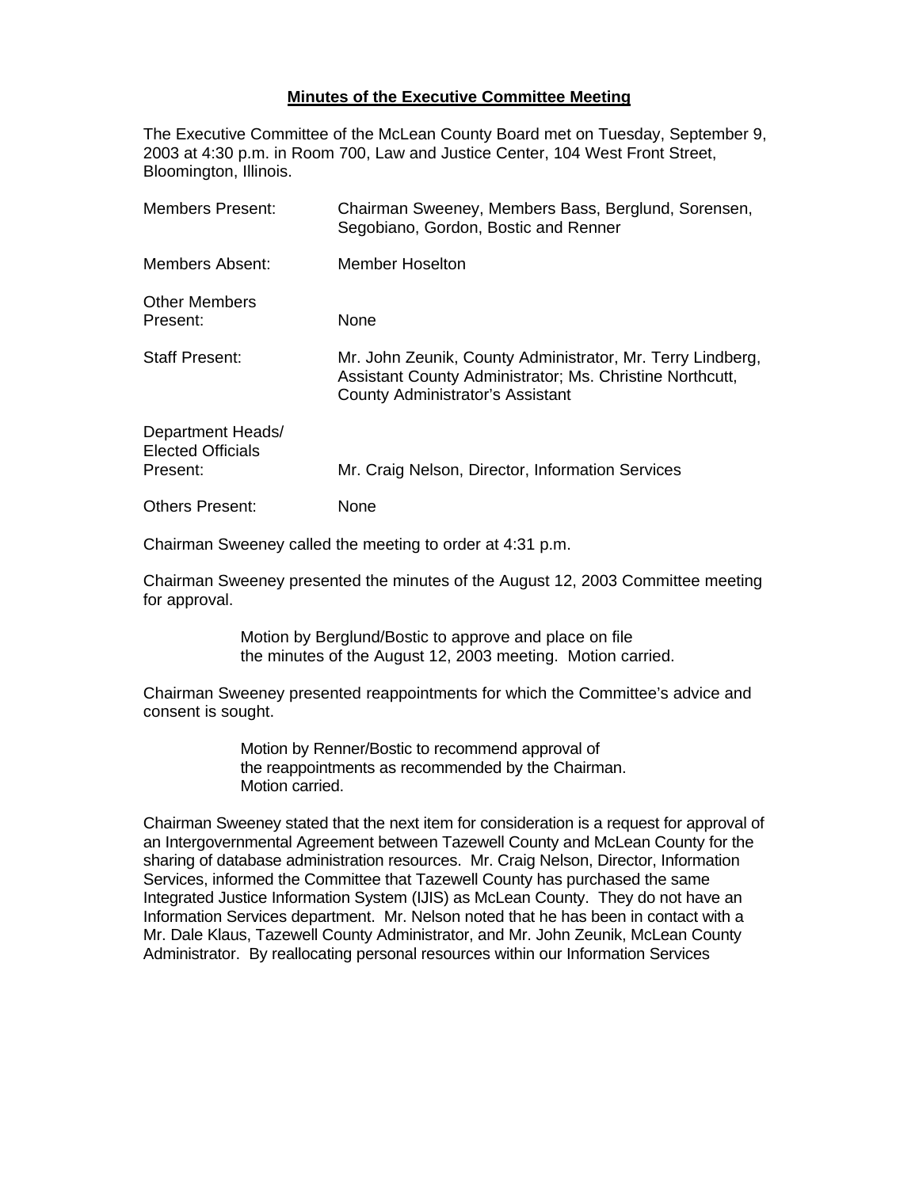**Minutes of the Executive Committee Meeting**

The Executive Committee of the McLean County Board met on Tuesday, September 9, 2003 at 4:30 p.m. in Room 700, Law and Justice Center, 104 West Front Street, Bloomington, Illinois.

| | |
|---|---|
| Members Present: | Chairman Sweeney, Members Bass, Berglund, Sorensen, Segobiano, Gordon, Bostic and Renner |
| Members Absent: | Member Hoselton |
| Other Members Present: | None |
| Staff Present: | Mr. John Zeunik, County Administrator, Mr. Terry Lindberg, Assistant County Administrator; Ms. Christine Northcutt, County Administrator's Assistant |
| Department Heads/ Elected Officials Present: | Mr. Craig Nelson, Director, Information Services |
| Others Present: | None |

Chairman Sweeney called the meeting to order at 4:31 p.m.

Chairman Sweeney presented the minutes of the August 12, 2003 Committee meeting for approval.

> Motion by Berglund/Bostic to approve and place on file the minutes of the August 12, 2003 meeting. Motion carried.

Chairman Sweeney presented reappointments for which the Committee's advice and consent is sought.

> Motion by Renner/Bostic to recommend approval of the reappointments as recommended by the Chairman. Motion carried.

Chairman Sweeney stated that the next item for consideration is a request for approval of an Intergovernmental Agreement between Tazewell County and McLean County for the sharing of database administration resources. Mr. Craig Nelson, Director, Information Services, informed the Committee that Tazewell County has purchased the same Integrated Justice Information System (IJIS) as McLean County. They do not have an Information Services department. Mr. Nelson noted that he has been in contact with a Mr. Dale Klaus, Tazewell County Administrator, and Mr. John Zeunik, McLean County Administrator. By reallocating personal resources within our Information Services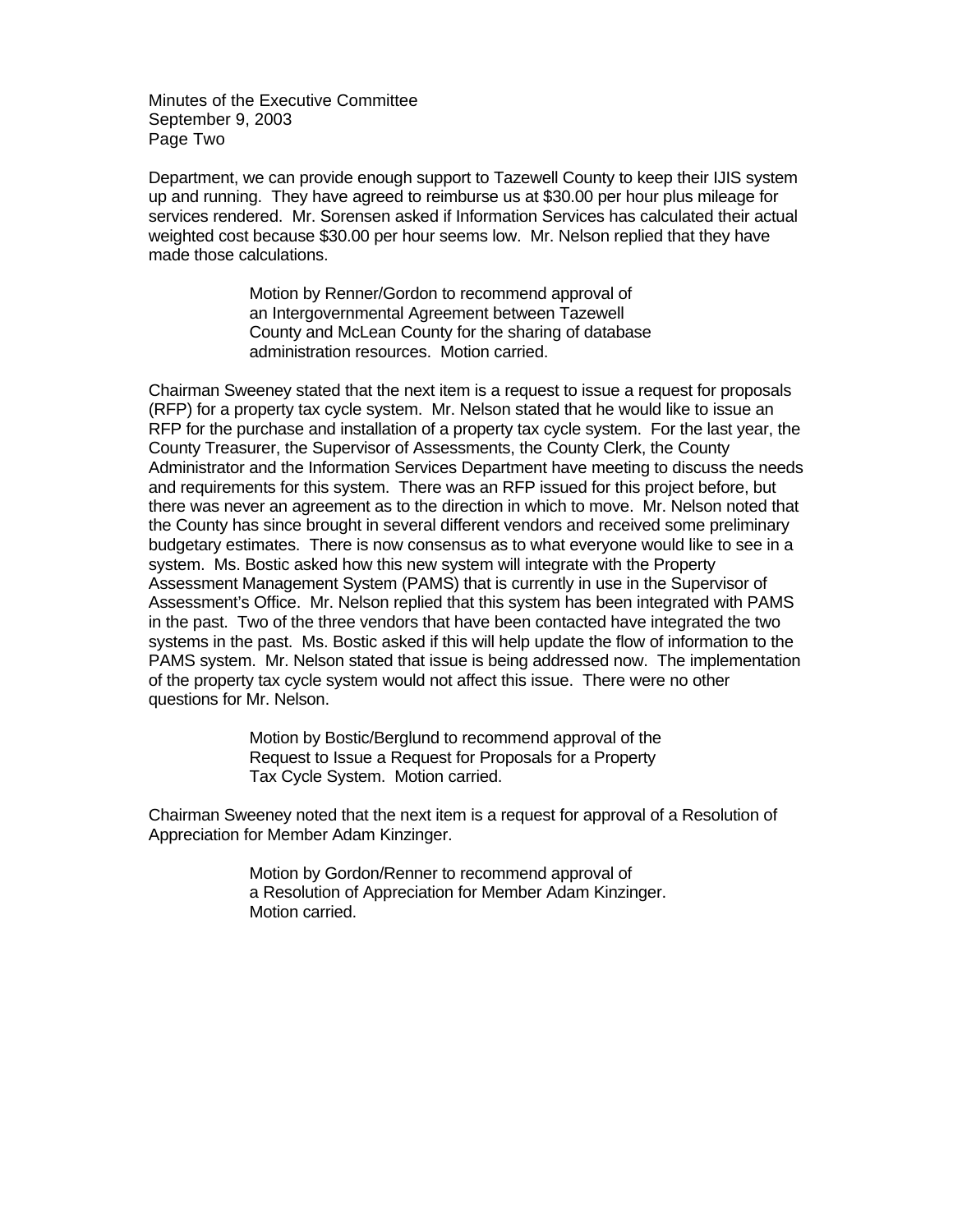Department, we can provide enough support to Tazewell County to keep their IJIS system up and running. They have agreed to reimburse us at $30.00 per hour plus mileage for services rendered. Mr. Sorensen asked if Information Services has calculated their actual weighted cost because $30.00 per hour seems low. Mr. Nelson replied that they have made those calculations.

> Motion by Renner/Gordon to recommend approval of an Intergovernmental Agreement between Tazewell County and McLean County for the sharing of database administration resources. Motion carried.

Chairman Sweeney stated that the next item is a request to issue a request for proposals (RFP) for a property tax cycle system. Mr. Nelson stated that he would like to issue an RFP for the purchase and installation of a property tax cycle system. For the last year, the County Treasurer, the Supervisor of Assessments, the County Clerk, the County Administrator and the Information Services Department have meeting to discuss the needs and requirements for this system. There was an RFP issued for this project before, but there was never an agreement as to the direction in which to move. Mr. Nelson noted that the County has since brought in several different vendors and received some preliminary budgetary estimates. There is now consensus as to what everyone would like to see in a system. Ms. Bostic asked how this new system will integrate with the Property Assessment Management System (PAMS) that is currently in use in the Supervisor of Assessment's Office. Mr. Nelson replied that this system has been integrated with PAMS in the past. Two of the three vendors that have been contacted have integrated the two systems in the past. Ms. Bostic asked if this will help update the flow of information to the PAMS system. Mr. Nelson stated that issue is being addressed now. The implementation of the property tax cycle system would not affect this issue. There were no other questions for Mr. Nelson.

> Motion by Bostic/Berglund to recommend approval of the Request to Issue a Request for Proposals for a Property Tax Cycle System. Motion carried.

Chairman Sweeney noted that the next item is a request for approval of a Resolution of Appreciation for Member Adam Kinzinger.

> Motion by Gordon/Renner to recommend approval of a Resolution of Appreciation for Member Adam Kinzinger. Motion carried.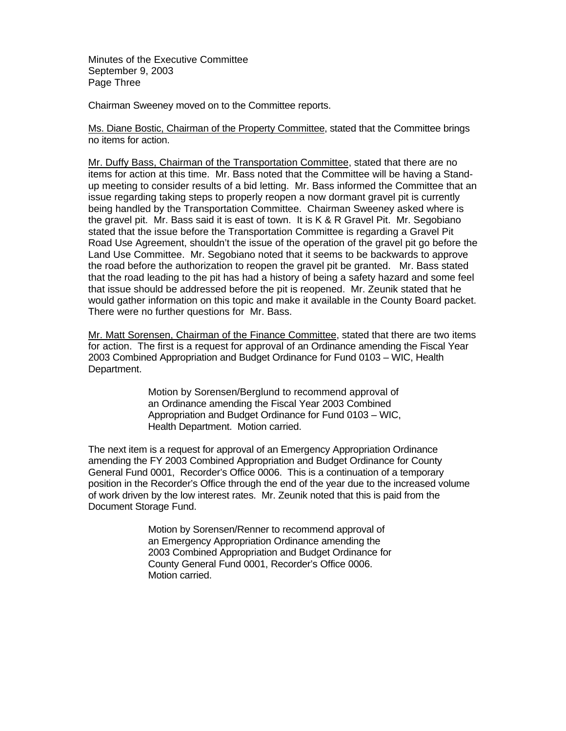Minutes of the Executive Committee
September 9, 2003
Page Three

Chairman Sweeney moved on to the Committee reports.

Ms. Diane Bostic, Chairman of the Property Committee, stated that the Committee brings no items for action.

Mr. Duffy Bass, Chairman of the Transportation Committee, stated that there are no items for action at this time. Mr. Bass noted that the Committee will be having a Stand-up meeting to consider results of a bid letting. Mr. Bass informed the Committee that an issue regarding taking steps to properly reopen a now dormant gravel pit is currently being handled by the Transportation Committee. Chairman Sweeney asked where is the gravel pit. Mr. Bass said it is east of town. It is K & R Gravel Pit. Mr. Segobiano stated that the issue before the Transportation Committee is regarding a Gravel Pit Road Use Agreement, shouldn't the issue of the operation of the gravel pit go before the Land Use Committee. Mr. Segobiano noted that it seems to be backwards to approve the road before the authorization to reopen the gravel pit be granted. Mr. Bass stated that the road leading to the pit has had a history of being a safety hazard and some feel that issue should be addressed before the pit is reopened. Mr. Zeunik stated that he would gather information on this topic and make it available in the County Board packet. There were no further questions for Mr. Bass.

Mr. Matt Sorensen, Chairman of the Finance Committee, stated that there are two items for action. The first is a request for approval of an Ordinance amending the Fiscal Year 2003 Combined Appropriation and Budget Ordinance for Fund 0103 – WIC, Health Department.

> Motion by Sorensen/Berglund to recommend approval of an Ordinance amending the Fiscal Year 2003 Combined Appropriation and Budget Ordinance for Fund 0103 – WIC, Health Department. Motion carried.

The next item is a request for approval of an Emergency Appropriation Ordinance amending the FY 2003 Combined Appropriation and Budget Ordinance for County General Fund 0001, Recorder's Office 0006. This is a continuation of a temporary position in the Recorder's Office through the end of the year due to the increased volume of work driven by the low interest rates. Mr. Zeunik noted that this is paid from the Document Storage Fund.

> Motion by Sorensen/Renner to recommend approval of an Emergency Appropriation Ordinance amending the 2003 Combined Appropriation and Budget Ordinance for County General Fund 0001, Recorder's Office 0006. Motion carried.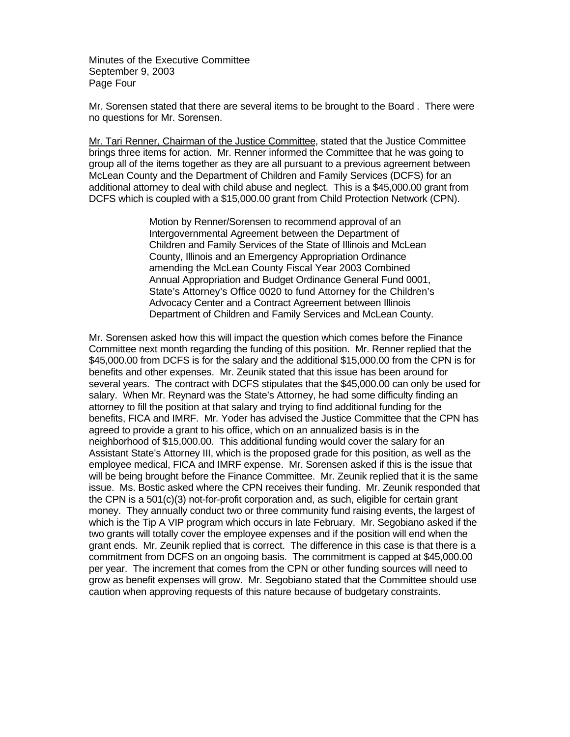Mr. Sorensen stated that there are several items to be brought to the Board . There were no questions for Mr. Sorensen.

Mr. Tari Renner, Chairman of the Justice Committee, stated that the Justice Committee brings three items for action. Mr. Renner informed the Committee that he was going to group all of the items together as they are all pursuant to a previous agreement between McLean County and the Department of Children and Family Services (DCFS) for an additional attorney to deal with child abuse and neglect. This is a $45,000.00 grant from DCFS which is coupled with a $15,000.00 grant from Child Protection Network (CPN).

> Motion by Renner/Sorensen to recommend approval of an Intergovernmental Agreement between the Department of Children and Family Services of the State of Illinois and McLean County, Illinois and an Emergency Appropriation Ordinance amending the McLean County Fiscal Year 2003 Combined Annual Appropriation and Budget Ordinance General Fund 0001, State's Attorney's Office 0020 to fund Attorney for the Children's Advocacy Center and a Contract Agreement between Illinois Department of Children and Family Services and McLean County.

Mr. Sorensen asked how this will impact the question which comes before the Finance Committee next month regarding the funding of this position. Mr. Renner replied that the $45,000.00 from DCFS is for the salary and the additional $15,000.00 from the CPN is for benefits and other expenses. Mr. Zeunik stated that this issue has been around for several years. The contract with DCFS stipulates that the $45,000.00 can only be used for salary. When Mr. Reynard was the State's Attorney, he had some difficulty finding an attorney to fill the position at that salary and trying to find additional funding for the benefits, FICA and IMRF. Mr. Yoder has advised the Justice Committee that the CPN has agreed to provide a grant to his office, which on an annualized basis is in the neighborhood of $15,000.00. This additional funding would cover the salary for an Assistant State's Attorney III, which is the proposed grade for this position, as well as the employee medical, FICA and IMRF expense. Mr. Sorensen asked if this is the issue that will be being brought before the Finance Committee. Mr. Zeunik replied that it is the same issue. Ms. Bostic asked where the CPN receives their funding. Mr. Zeunik responded that the CPN is a 501(c)(3) not-for-profit corporation and, as such, eligible for certain grant money. They annually conduct two or three community fund raising events, the largest of which is the Tip A VIP program which occurs in late February. Mr. Segobiano asked if the two grants will totally cover the employee expenses and if the position will end when the grant ends. Mr. Zeunik replied that is correct. The difference in this case is that there is a commitment from DCFS on an ongoing basis. The commitment is capped at $45,000.00 per year. The increment that comes from the CPN or other funding sources will need to grow as benefit expenses will grow. Mr. Segobiano stated that the Committee should use caution when approving requests of this nature because of budgetary constraints.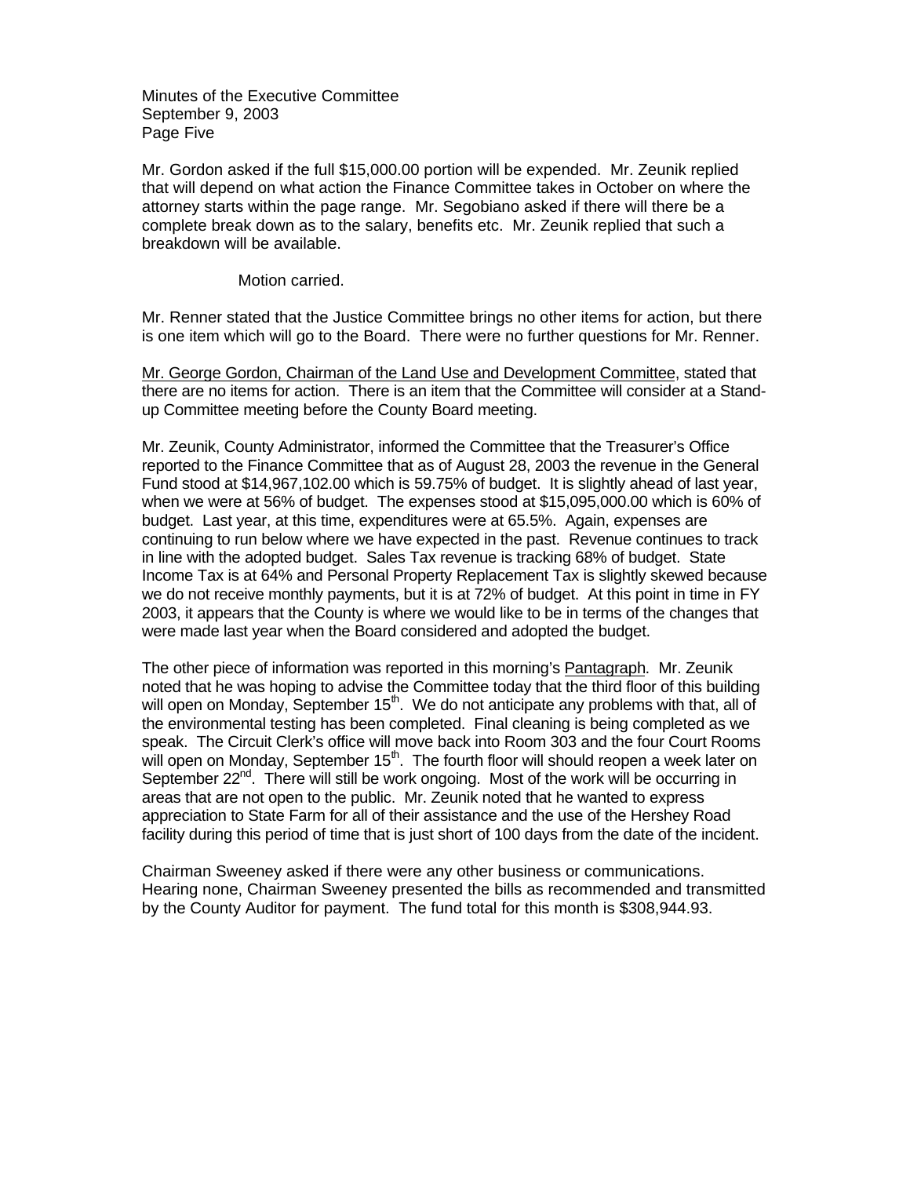Mr. Gordon asked if the full $15,000.00 portion will be expended. Mr. Zeunik replied that will depend on what action the Finance Committee takes in October on where the attorney starts within the page range. Mr. Segobiano asked if there will there be a complete break down as to the salary, benefits etc. Mr. Zeunik replied that such a breakdown will be available.

Motion carried.

Mr. Renner stated that the Justice Committee brings no other items for action, but there is one item which will go to the Board. There were no further questions for Mr. Renner.

Mr. George Gordon, Chairman of the Land Use and Development Committee, stated that there are no items for action. There is an item that the Committee will consider at a Stand-up Committee meeting before the County Board meeting.

Mr. Zeunik, County Administrator, informed the Committee that the Treasurer's Office reported to the Finance Committee that as of August 28, 2003 the revenue in the General Fund stood at $14,967,102.00 which is 59.75% of budget. It is slightly ahead of last year, when we were at 56% of budget. The expenses stood at $15,095,000.00 which is 60% of budget. Last year, at this time, expenditures were at 65.5%. Again, expenses are continuing to run below where we have expected in the past. Revenue continues to track in line with the adopted budget. Sales Tax revenue is tracking 68% of budget. State Income Tax is at 64% and Personal Property Replacement Tax is slightly skewed because we do not receive monthly payments, but it is at 72% of budget. At this point in time in FY 2003, it appears that the County is where we would like to be in terms of the changes that were made last year when the Board considered and adopted the budget.

The other piece of information was reported in this morning's Pantagraph. Mr. Zeunik noted that he was hoping to advise the Committee today that the third floor of this building will open on Monday, September 15th. We do not anticipate any problems with that, all of the environmental testing has been completed. Final cleaning is being completed as we speak. The Circuit Clerk's office will move back into Room 303 and the four Court Rooms will open on Monday, September 15th. The fourth floor will should reopen a week later on September 22nd. There will still be work ongoing. Most of the work will be occurring in areas that are not open to the public. Mr. Zeunik noted that he wanted to express appreciation to State Farm for all of their assistance and the use of the Hershey Road facility during this period of time that is just short of 100 days from the date of the incident.

Chairman Sweeney asked if there were any other business or communications. Hearing none, Chairman Sweeney presented the bills as recommended and transmitted by the County Auditor for payment. The fund total for this month is $308,944.93.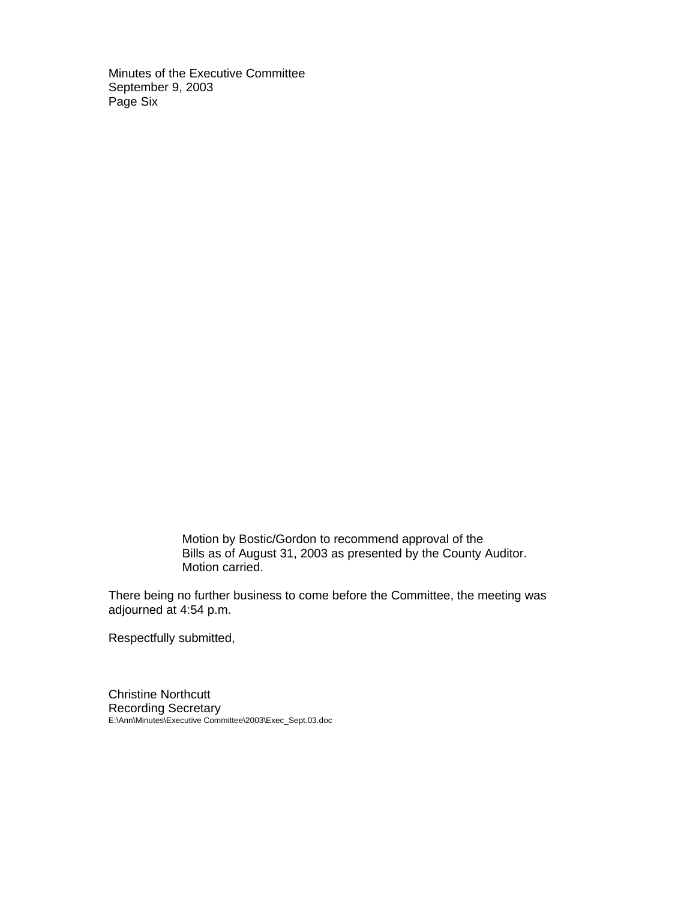Motion by Bostic/Gordon to recommend approval of the Bills as of August 31, 2003 as presented by the County Auditor. Motion carried.

There being no further business to come before the Committee, the meeting was adjourned at 4:54 p.m.

Respectfully submitted,

Christine Northcutt
Recording Secretary
E:\Ann\Minutes\Executive Committee\2003\Exec_Sept.03.doc